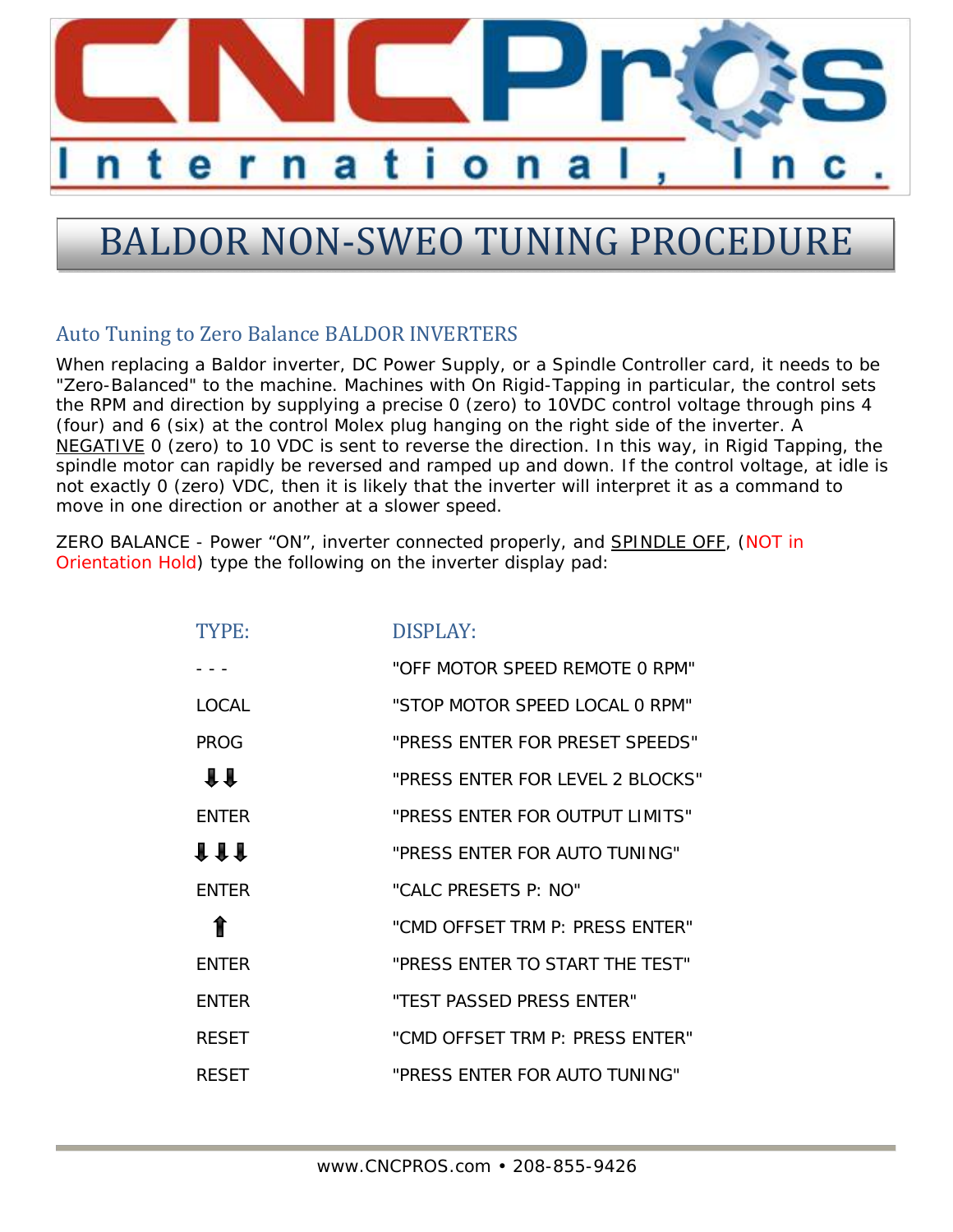# BALDOR NON-SWEO TUNING PROCEDURE

## Auto Tuning to Zero Balance BALDOR INVERTERS

When replacing a Baldor inverter, DC Power Supply, or a Spindle Controller card, it needs to be "Zero-Balanced" to the machine. Machines with On Rigid-Tapping in particular, the control sets the RPM and direction by supplying a precise 0 (zero) to 10VDC control voltage through pins 4 (four) and 6 (six) at the control Molex plug hanging on the right side of the inverter. A NEGATIVE 0 (zero) to 10 VDC is sent to reverse the direction. In this way, in Rigid Tapping, the spindle motor can rapidly be reversed and ramped up and down. If the control voltage, at idle is not exactly 0 (zero) VDC, then it is likely that the inverter will interpret it as a command to move in one direction or another at a slower speed.

ZERO BALANCE - Power "ON", inverter connected properly, and SPINDLE OFF, (NOT in Orientation Hold) type the following on the inverter display pad:

| TYPE: | DISPLAY: |
|---|---|
| - - - | "OFF MOTOR SPEED REMOTE 0 RPM" |
| LOCAL | "STOP MOTOR SPEED LOCAL 0 RPM" |
| PROG | "PRESS ENTER FOR PRESET SPEEDS" |
| ⬇⬇ | "PRESS ENTER FOR LEVEL 2 BLOCKS" |
| ENTER | "PRESS ENTER FOR OUTPUT LIMITS" |
| ⬇⬇⬇ | "PRESS ENTER FOR AUTO TUNING" |
| ENTER | "CALC PRESETS P: NO" |
| ⬆ | "CMD OFFSET TRM P: PRESS ENTER" |
| ENTER | "PRESS ENTER TO START THE TEST" |
| ENTER | "TEST PASSED PRESS ENTER" |
| RESET | "CMD OFFSET TRM P: PRESS ENTER" |
| RESET | "PRESS ENTER FOR AUTO TUNING" |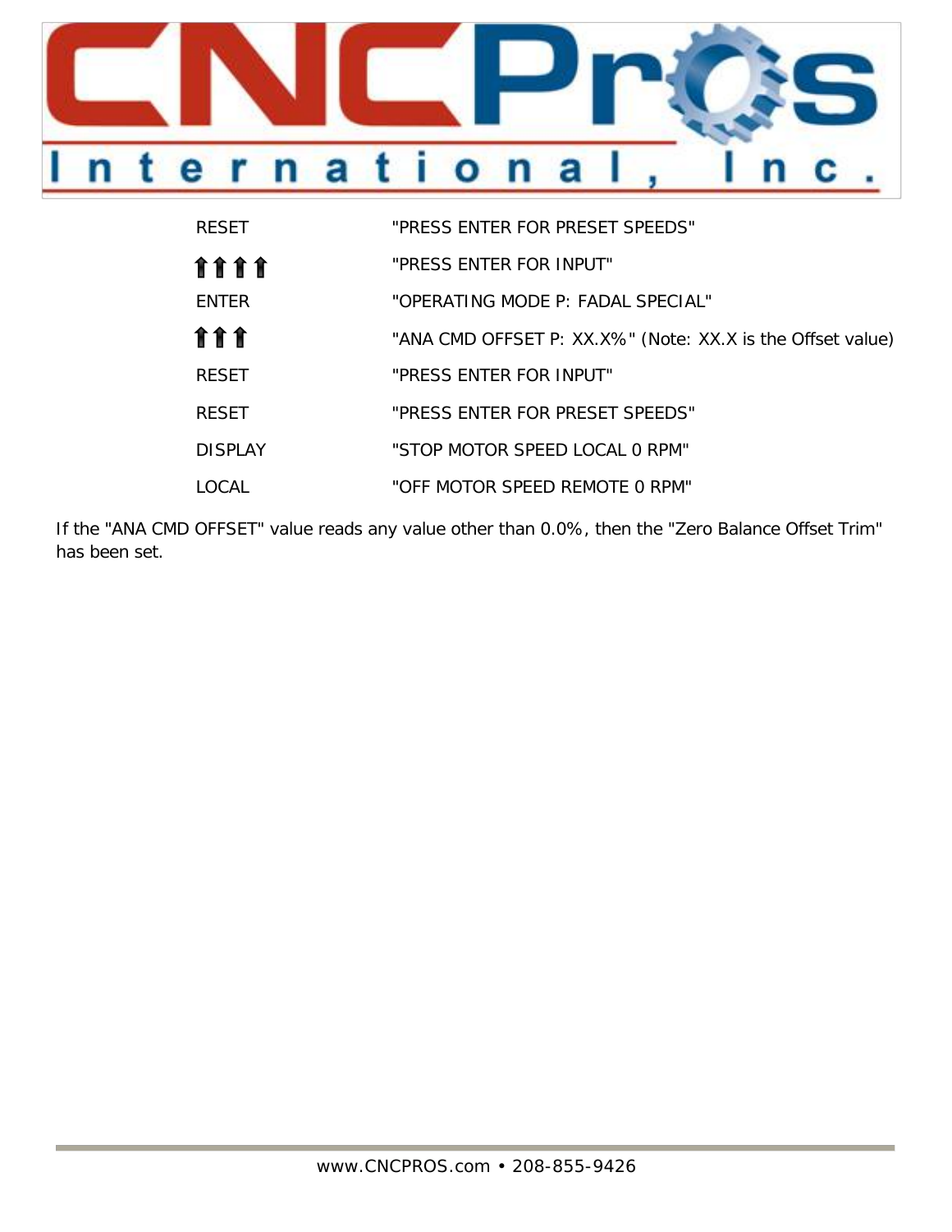| | |
|---|---|
| RESET | "PRESS ENTER FOR PRESET SPEEDS" |
| ⬆⬆⬆⬆ | "PRESS ENTER FOR INPUT" |
| ENTER | "OPERATING MODE P: FADAL SPECIAL" |
| ⬆⬆⬆ | "ANA CMD OFFSET P: XX.X%" (Note: XX.X is the Offset value) |
| RESET | "PRESS ENTER FOR INPUT" |
| RESET | "PRESS ENTER FOR PRESET SPEEDS" |
| DISPLAY | "STOP MOTOR SPEED LOCAL 0 RPM" |
| LOCAL | "OFF MOTOR SPEED REMOTE 0 RPM" |

If the "ANA CMD OFFSET" value reads any value other than 0.0%, then the "Zero Balance Offset Trim" has been set.